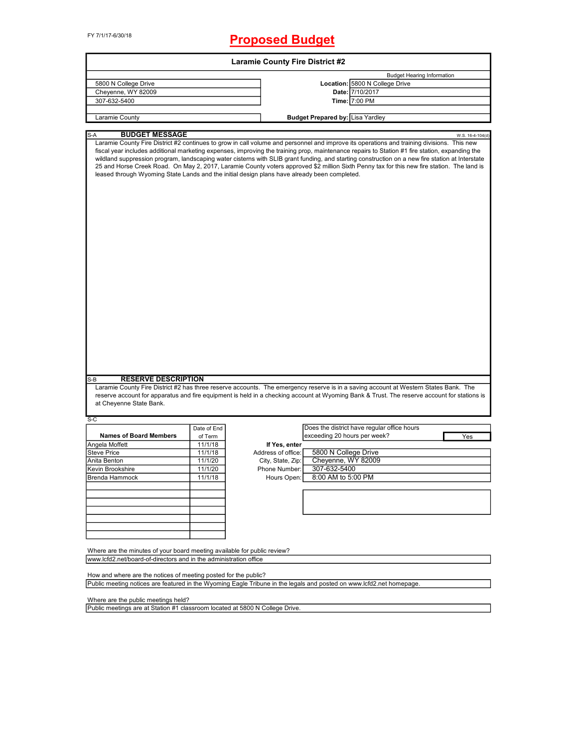FY 7/1/17-6/30/18

# Proposed Budget

## Laramie County Fire District #2

| | Budget Hearing Information | |
|---|---|---|
| 5800 N College Drive | **Location:** | 5800 N College Drive |
| Cheyenne, WY 82009 | **Date:** | 7/10/2017 |
| 307-632-5400 | **Time:** | 7:00 PM |
| Laramie County | **Budget Prepared by:** | Lisa Yardley |

### S-A BUDGET MESSAGE

W.S. 16-4-104(d)

Laramie County Fire District #2 continues to grow in call volume and personnel and improve its operations and training divisions. This new fiscal year includes additional marketing expenses, improving the training prop, maintenance repairs to Station #1 fire station, expanding the wildland suppression program, landscaping water cisterns with SLIB grant funding, and starting construction on a new fire station at Interstate 25 and Horse Creek Road. On May 2, 2017, Laramie County voters approved $2 million Sixth Penny tax for this new fire station. The land is leased through Wyoming State Lands and the initial design plans have already been completed.

### S-B RESERVE DESCRIPTION

Laramie County Fire District #2 has three reserve accounts. The emergency reserve is in a saving account at Western States Bank. The reserve account for apparatus and fire equipment is held in a checking account at Wyoming Bank & Trust. The reserve account for stations is at Cheyenne State Bank.

### S-C

| Names of Board Members | Date of End of Term |
|---|---|
| Angela Moffett | 11/1/18 |
| Steve Price | 11/1/18 |
| Anita Benton | 11/1/20 |
| Kevin Brookshire | 11/1/20 |
| Brenda Hammock | 11/1/18 |
| | |
| | |
| | |
| | |
| | |
| | |
| | |

Does the district have regular office hours exceeding 20 hours per week? **Yes**

**If Yes, enter**

| | |
|---|---|
| Address of office: | 5800 N College Drive |
| City, State, Zip: | Cheyenne, WY 82009 |
| Phone Number: | 307-632-5400 |
| Hours Open: | 8:00 AM to 5:00 PM |

Where are the minutes of your board meeting available for public review?

www.lcfd2.net/board-of-directors and in the administration office

How and where are the notices of meeting posted for the public?

Public meeting notices are featured in the Wyoming Eagle Tribune in the legals and posted on www.lcfd2.net homepage.

Where are the public meetings held?

Public meetings are at Station #1 classroom located at 5800 N College Drive.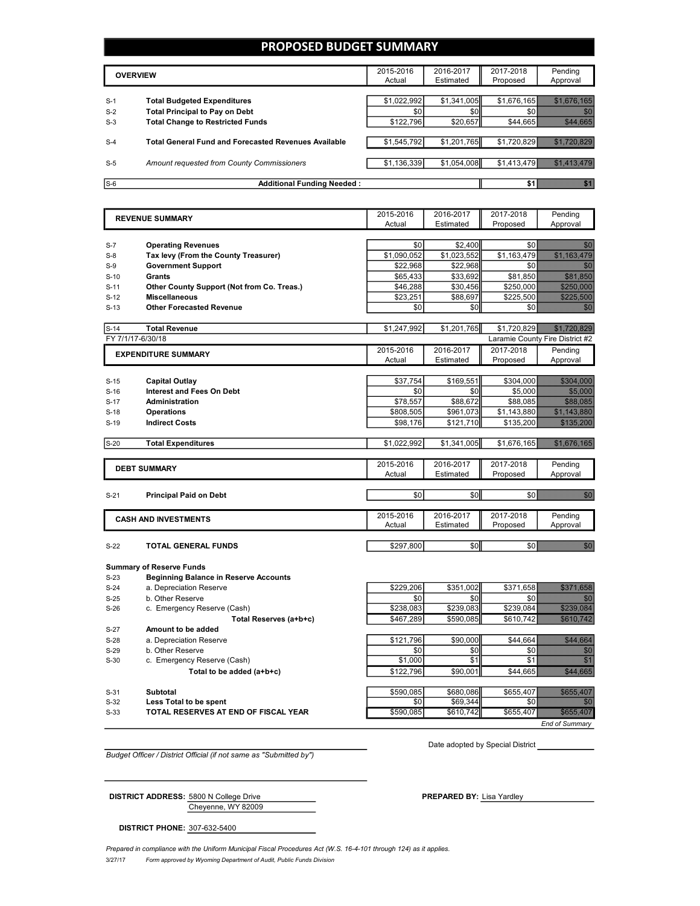# PROPOSED BUDGET SUMMARY

| | OVERVIEW | 2015-2016 Actual | 2016-2017 Estimated | 2017-2018 Proposed | Pending Approval |
|---|---|---|---|---|---|
| S-1 | **Total Budgeted Expenditures** | $1,022,992 | $1,341,005 | $1,676,165 | $1,676,165 |
| S-2 | **Total Principal to Pay on Debt** | $0 | $0 | $0 | $0 |
| S-3 | **Total Change to Restricted Funds** | $122,796 | $20,657 | $44,665 | $44,665 |
| S-4 | **Total General Fund and Forecasted Revenues Available** | $1,545,792 | $1,201,765 | $1,720,829 | $1,720,829 |
| S-5 | *Amount requested from County Commissioners* | $1,136,339 | $1,054,008 | $1,413,479 | $1,413,479 |
| S-6 | **Additional Funding Needed :** | | | $1 | $1 |

| | REVENUE SUMMARY | 2015-2016 Actual | 2016-2017 Estimated | 2017-2018 Proposed | Pending Approval |
|---|---|---|---|---|---|
| S-7 | **Operating Revenues** | $0 | $2,400 | $0 | $0 |
| S-8 | **Tax levy (From the County Treasurer)** | $1,090,052 | $1,023,552 | $1,163,479 | $1,163,479 |
| S-9 | **Government Support** | $22,968 | $22,968 | $0 | $0 |
| S-10 | **Grants** | $65,433 | $33,692 | $81,850 | $81,850 |
| S-11 | **Other County Support (Not from Co. Treas.)** | $46,288 | $30,456 | $250,000 | $250,000 |
| S-12 | **Miscellaneous** | $23,251 | $88,697 | $225,500 | $225,500 |
| S-13 | **Other Forecasted Revenue** | $0 | $0 | $0 | $0 |
| S-14 | **Total Revenue** | $1,247,992 | $1,201,765 | $1,720,829 | $1,720,829 |

FY 7/1/17-6/30/18 — Laramie County Fire District #2

| | EXPENDITURE SUMMARY | 2015-2016 Actual | 2016-2017 Estimated | 2017-2018 Proposed | Pending Approval |
|---|---|---|---|---|---|
| S-15 | **Capital Outlay** | $37,754 | $169,551 | $304,000 | $304,000 |
| S-16 | **Interest and Fees On Debt** | $0 | $0 | $5,000 | $5,000 |
| S-17 | **Administration** | $78,557 | $88,672 | $88,085 | $88,085 |
| S-18 | **Operations** | $808,505 | $961,073 | $1,143,880 | $1,143,880 |
| S-19 | **Indirect Costs** | $98,176 | $121,710 | $135,200 | $135,200 |
| S-20 | **Total Expenditures** | $1,022,992 | $1,341,005 | $1,676,165 | $1,676,165 |

| | DEBT SUMMARY | 2015-2016 Actual | 2016-2017 Estimated | 2017-2018 Proposed | Pending Approval |
|---|---|---|---|---|---|
| S-21 | **Principal Paid on Debt** | $0 | $0 | $0 | $0 |

| | CASH AND INVESTMENTS | 2015-2016 Actual | 2016-2017 Estimated | 2017-2018 Proposed | Pending Approval |
|---|---|---|---|---|---|
| S-22 | **TOTAL GENERAL FUNDS** | $297,800 | $0 | $0 | $0 |
| | **Summary of Reserve Funds** | | | | |
| S-23 | **Beginning Balance in Reserve Accounts** | | | | |
| S-24 | a. Depreciation Reserve | $229,206 | $351,002 | $371,658 | $371,658 |
| S-25 | b. Other Reserve | $0 | $0 | $0 | $0 |
| S-26 | c. Emergency Reserve (Cash) | $238,083 | $239,083 | $239,084 | $239,084 |
| | **Total Reserves (a+b+c)** | $467,289 | $590,085 | $610,742 | $610,742 |
| S-27 | **Amount to be added** | | | | |
| S-28 | a. Depreciation Reserve | $121,796 | $90,000 | $44,664 | $44,664 |
| S-29 | b. Other Reserve | $0 | $0 | $0 | $0 |
| S-30 | c. Emergency Reserve (Cash) | $1,000 | $1 | $1 | $1 |
| | **Total to be added (a+b+c)** | $122,796 | $90,001 | $44,665 | $44,665 |
| S-31 | **Subtotal** | $590,085 | $680,086 | $655,407 | $655,407 |
| S-32 | **Less Total to be spent** | $0 | $69,344 | $0 | $0 |
| S-33 | **TOTAL RESERVES AT END OF FISCAL YEAR** | $590,085 | $610,742 | $655,407 | $655,407 |

*End of Summary*

*Budget Officer / District Official (if not same as "Submitted by")*

Date adopted by Special District

**DISTRICT ADDRESS:** 5800 N College Drive
Cheyenne, WY 82009

**PREPARED BY:** Lisa Yardley

**DISTRICT PHONE:** 307-632-5400

*Prepared in compliance with the Uniform Municipal Fiscal Procedures Act (W.S. 16-4-101 through 124) as it applies.*

3/27/17 *Form approved by Wyoming Department of Audit, Public Funds Division*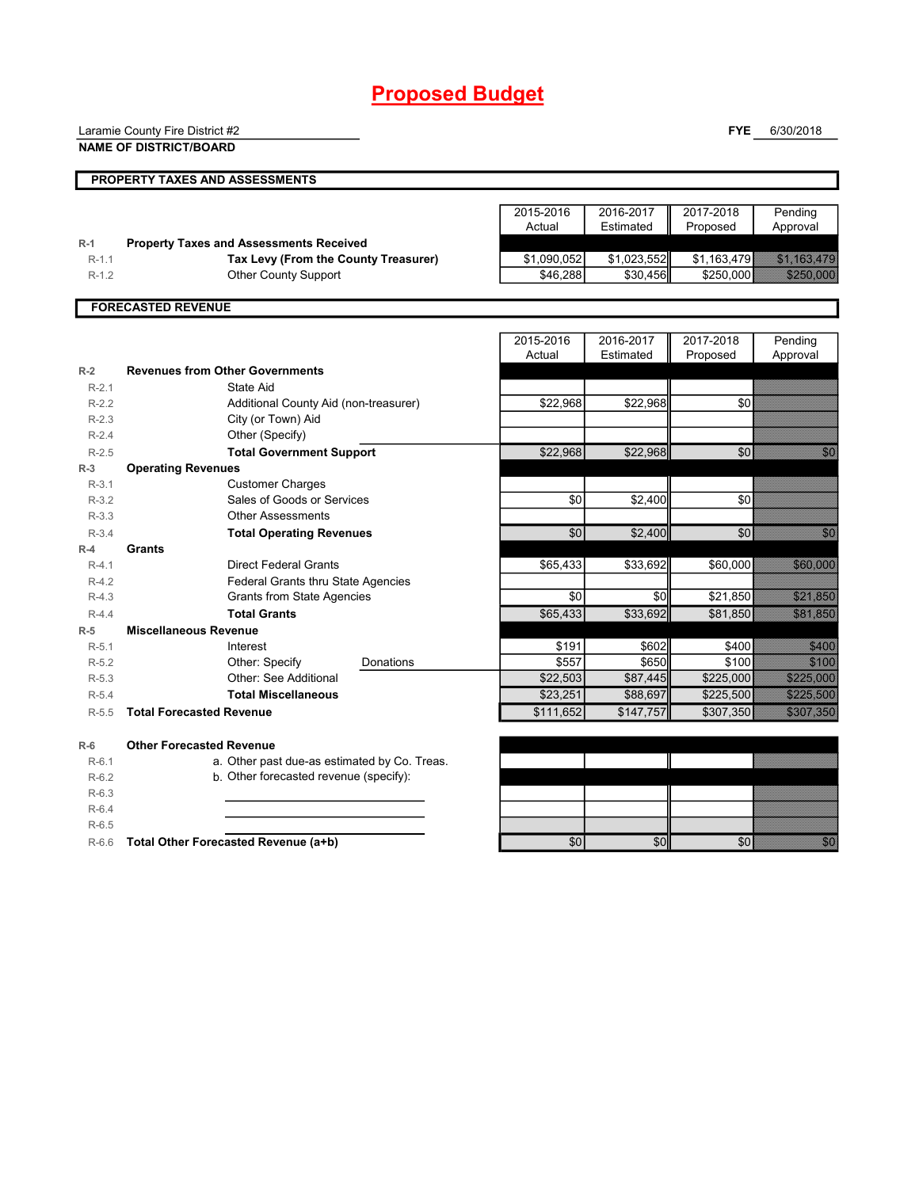# Proposed Budget

Laramie County Fire District #2 — **FYE** 6/30/2018

**NAME OF DISTRICT/BOARD**

## PROPERTY TAXES AND ASSESSMENTS

| | | 2015-2016 Actual | 2016-2017 Estimated | 2017-2018 Proposed | Pending Approval |
|---|---|---|---|---|---|
| R-1 | **Property Taxes and Assessments Received** | | | | |
| R-1.1 | **Tax Levy (From the County Treasurer)** | $1,090,052 | $1,023,552 | $1,163,479 | $1,163,479 |
| R-1.2 | Other County Support | $46,288 | $30,456 | $250,000 | $250,000 |

## FORECASTED REVENUE

| | | 2015-2016 Actual | 2016-2017 Estimated | 2017-2018 Proposed | Pending Approval |
|---|---|---|---|---|---|
| R-2 | **Revenues from Other Governments** | | | | |
| R-2.1 | State Aid | | | | |
| R-2.2 | Additional County Aid (non-treasurer) | $22,968 | $22,968 | $0 | |
| R-2.3 | City (or Town) Aid | | | | |
| R-2.4 | Other (Specify) | | | | |
| R-2.5 | **Total Government Support** | $22,968 | $22,968 | $0 | $0 |
| R-3 | **Operating Revenues** | | | | |
| R-3.1 | Customer Charges | | | | |
| R-3.2 | Sales of Goods or Services | $0 | $2,400 | $0 | |
| R-3.3 | Other Assessments | | | | |
| R-3.4 | **Total Operating Revenues** | $0 | $2,400 | $0 | $0 |
| R-4 | **Grants** | | | | |
| R-4.1 | Direct Federal Grants | $65,433 | $33,692 | $60,000 | $60,000 |
| R-4.2 | Federal Grants thru State Agencies | | | | |
| R-4.3 | Grants from State Agencies | $0 | $0 | $21,850 | $21,850 |
| R-4.4 | **Total Grants** | $65,433 | $33,692 | $81,850 | $81,850 |
| R-5 | **Miscellaneous Revenue** | | | | |
| R-5.1 | Interest | $191 | $602 | $400 | $400 |
| R-5.2 | Other: Specify Donations | $557 | $650 | $100 | $100 |
| R-5.3 | Other: See Additional | $22,503 | $87,445 | $225,000 | $225,000 |
| R-5.4 | **Total Miscellaneous** | $23,251 | $88,697 | $225,500 | $225,500 |
| R-5.5 | **Total Forecasted Revenue** | $111,652 | $147,757 | $307,350 | $307,350 |
| R-6 | **Other Forecasted Revenue** | | | | |
| R-6.1 | a. Other past due-as estimated by Co. Treas. | | | | |
| R-6.2 | b. Other forecasted revenue (specify): | | | | |
| R-6.3 | | | | | |
| R-6.4 | | | | | |
| R-6.5 | | | | | |
| R-6.6 | **Total Other Forecasted Revenue (a+b)** | $0 | $0 | $0 | $0 |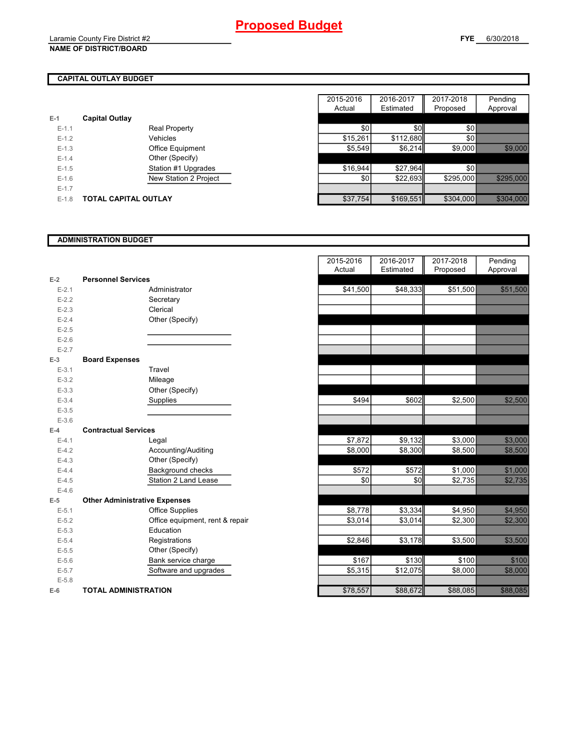# Proposed Budget

Laramie County Fire District #2
**NAME OF DISTRICT/BOARD**

**FYE** 6/30/2018

## CAPITAL OUTLAY BUDGET

| | | | 2015-2016 Actual | 2016-2017 Estimated | 2017-2018 Proposed | Pending Approval |
|---|---|---|---|---|---|---|
| E-1 | **Capital Outlay** | | | | | |
| E-1.1 | | Real Property | $0 | $0 | $0 | |
| E-1.2 | | Vehicles | $15,261 | $112,680 | $0 | |
| E-1.3 | | Office Equipment | $5,549 | $6,214 | $9,000 | $9,000 |
| E-1.4 | | Other (Specify) | | | | |
| E-1.5 | | Station #1 Upgrades | $16,944 | $27,964 | $0 | |
| E-1.6 | | New Station 2 Project | $0 | $22,693 | $295,000 | $295,000 |
| E-1.7 | | | | | | |
| E-1.8 | **TOTAL CAPITAL OUTLAY** | | $37,754 | $169,551 | $304,000 | $304,000 |

## ADMINISTRATION BUDGET

| | | | 2015-2016 Actual | 2016-2017 Estimated | 2017-2018 Proposed | Pending Approval |
|---|---|---|---|---|---|---|
| E-2 | **Personnel Services** | | | | | |
| E-2.1 | | Administrator | $41,500 | $48,333 | $51,500 | $51,500 |
| E-2.2 | | Secretary | | | | |
| E-2.3 | | Clerical | | | | |
| E-2.4 | | Other (Specify) | | | | |
| E-2.5 | | | | | | |
| E-2.6 | | | | | | |
| E-2.7 | | | | | | |
| E-3 | **Board Expenses** | | | | | |
| E-3.1 | | Travel | | | | |
| E-3.2 | | Mileage | | | | |
| E-3.3 | | Other (Specify) | | | | |
| E-3.4 | | Supplies | $494 | $602 | $2,500 | $2,500 |
| E-3.5 | | | | | | |
| E-3.6 | | | | | | |
| E-4 | **Contractual Services** | | | | | |
| E-4.1 | | Legal | $7,872 | $9,132 | $3,000 | $3,000 |
| E-4.2 | | Accounting/Auditing | $8,000 | $8,300 | $8,500 | $8,500 |
| E-4.3 | | Other (Specify) | | | | |
| E-4.4 | | Background checks | $572 | $572 | $1,000 | $1,000 |
| E-4.5 | | Station 2 Land Lease | $0 | $0 | $2,735 | $2,735 |
| E-4.6 | | | | | | |
| E-5 | **Other Administrative Expenses** | | | | | |
| E-5.1 | | Office Supplies | $8,778 | $3,334 | $4,950 | $4,950 |
| E-5.2 | | Office equipment, rent & repair | $3,014 | $3,014 | $2,300 | $2,300 |
| E-5.3 | | Education | | | | |
| E-5.4 | | Registrations | $2,846 | $3,178 | $3,500 | $3,500 |
| E-5.5 | | Other (Specify) | | | | |
| E-5.6 | | Bank service charge | $167 | $130 | $100 | $100 |
| E-5.7 | | Software and upgrades | $5,315 | $12,075 | $8,000 | $8,000 |
| E-5.8 | | | | | | |
| E-6 | **TOTAL ADMINISTRATION** | | $78,557 | $88,672 | $88,085 | $88,085 |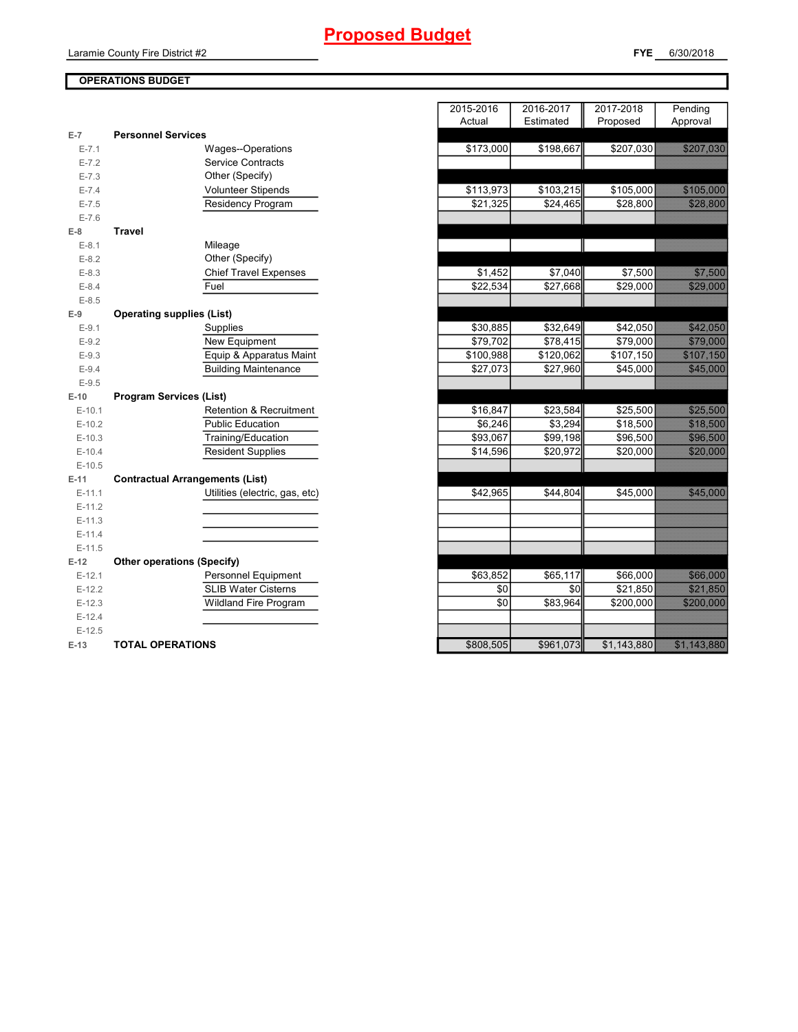# Proposed Budget

Laramie County Fire District #2

**FYE** 6/30/2018

**OPERATIONS BUDGET**

| | | 2015-2016 Actual | 2016-2017 Estimated | 2017-2018 Proposed | Pending Approval |
|---|---|---|---|---|---|
| **E-7** | **Personnel Services** | | | | |
| E-7.1 | Wages--Operations | $173,000 | $198,667 | $207,030 | $207,030 |
| E-7.2 | Service Contracts | | | | |
| E-7.3 | Other (Specify) | | | | |
| E-7.4 | Volunteer Stipends | $113,973 | $103,215 | $105,000 | $105,000 |
| E-7.5 | Residency Program | $21,325 | $24,465 | $28,800 | $28,800 |
| E-7.6 | | | | | |
| **E-8** | **Travel** | | | | |
| E-8.1 | Mileage | | | | |
| E-8.2 | Other (Specify) | | | | |
| E-8.3 | Chief Travel Expenses | $1,452 | $7,040 | $7,500 | $7,500 |
| E-8.4 | Fuel | $22,534 | $27,668 | $29,000 | $29,000 |
| E-8.5 | | | | | |
| **E-9** | **Operating supplies (List)** | | | | |
| E-9.1 | Supplies | $30,885 | $32,649 | $42,050 | $42,050 |
| E-9.2 | New Equipment | $79,702 | $78,415 | $79,000 | $79,000 |
| E-9.3 | Equip & Apparatus Maint | $100,988 | $120,062 | $107,150 | $107,150 |
| E-9.4 | Building Maintenance | $27,073 | $27,960 | $45,000 | $45,000 |
| E-9.5 | | | | | |
| **E-10** | **Program Services (List)** | | | | |
| E-10.1 | Retention & Recruitment | $16,847 | $23,584 | $25,500 | $25,500 |
| E-10.2 | Public Education | $6,246 | $3,294 | $18,500 | $18,500 |
| E-10.3 | Training/Education | $93,067 | $99,198 | $96,500 | $96,500 |
| E-10.4 | Resident Supplies | $14,596 | $20,972 | $20,000 | $20,000 |
| E-10.5 | | | | | |
| **E-11** | **Contractual Arrangements (List)** | | | | |
| E-11.1 | Utilities (electric, gas, etc) | $42,965 | $44,804 | $45,000 | $45,000 |
| E-11.2 | | | | | |
| E-11.3 | | | | | |
| E-11.4 | | | | | |
| E-11.5 | | | | | |
| **E-12** | **Other operations (Specify)** | | | | |
| E-12.1 | Personnel Equipment | $63,852 | $65,117 | $66,000 | $66,000 |
| E-12.2 | SLIB Water Cisterns | $0 | $0 | $21,850 | $21,850 |
| E-12.3 | Wildland Fire Program | $0 | $83,964 | $200,000 | $200,000 |
| E-12.4 | | | | | |
| E-12.5 | | | | | |
| **E-13** | **TOTAL OPERATIONS** | $808,505 | $961,073 | $1,143,880 | $1,143,880 |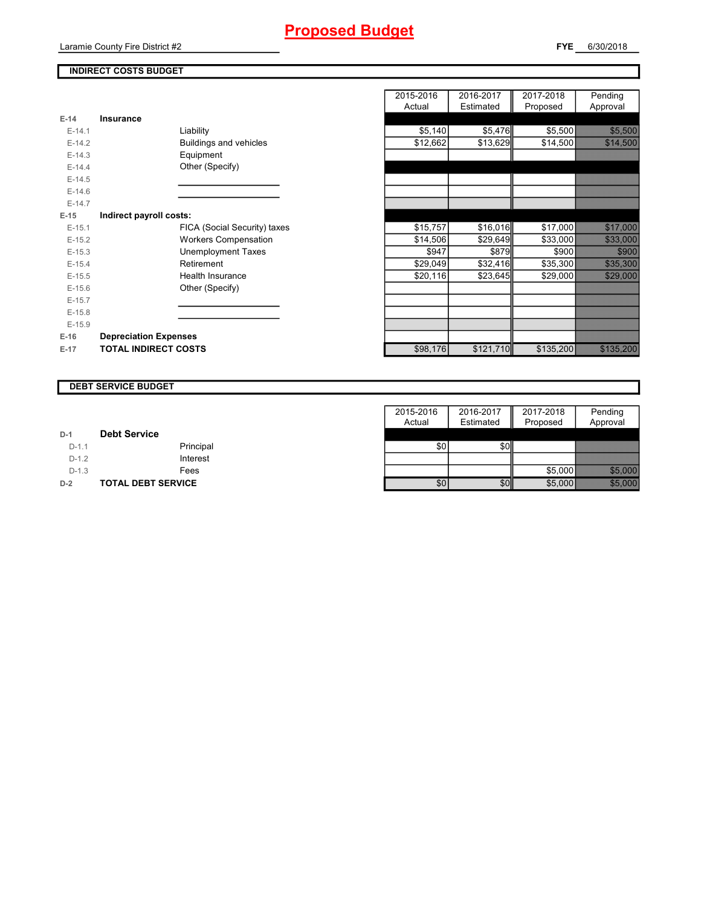# Proposed Budget

Laramie County Fire District #2 **FYE** 6/30/2018

## INDIRECT COSTS BUDGET

| | | | 2015-2016 Actual | 2016-2017 Estimated | 2017-2018 Proposed | Pending Approval |
|---|---|---|---|---|---|---|
| E-14 | **Insurance** | | | | | |
| E-14.1 | | Liability | $5,140 | $5,476 | $5,500 | $5,500 |
| E-14.2 | | Buildings and vehicles | $12,662 | $13,629 | $14,500 | $14,500 |
| E-14.3 | | Equipment | | | | |
| E-14.4 | | Other (Specify) | | | | |
| E-14.5 | | | | | | |
| E-14.6 | | | | | | |
| E-14.7 | | | | | | |
| E-15 | **Indirect payroll costs:** | | | | | |
| E-15.1 | | FICA (Social Security) taxes | $15,757 | $16,016 | $17,000 | $17,000 |
| E-15.2 | | Workers Compensation | $14,506 | $29,649 | $33,000 | $33,000 |
| E-15.3 | | Unemployment Taxes | $947 | $879 | $900 | $900 |
| E-15.4 | | Retirement | $29,049 | $32,416 | $35,300 | $35,300 |
| E-15.5 | | Health Insurance | $20,116 | $23,645 | $29,000 | $29,000 |
| E-15.6 | | Other (Specify) | | | | |
| E-15.7 | | | | | | |
| E-15.8 | | | | | | |
| E-15.9 | | | | | | |
| E-16 | **Depreciation Expenses** | | | | | |
| E-17 | **TOTAL INDIRECT COSTS** | | $98,176 | $121,710 | $135,200 | $135,200 |

## DEBT SERVICE BUDGET

| | | | 2015-2016 Actual | 2016-2017 Estimated | 2017-2018 Proposed | Pending Approval |
|---|---|---|---|---|---|---|
| D-1 | **Debt Service** | | | | | |
| D-1.1 | | Principal | $0 | $0 | | |
| D-1.2 | | Interest | | | | |
| D-1.3 | | Fees | | | $5,000 | $5,000 |
| D-2 | **TOTAL DEBT SERVICE** | | $0 | $0 | $5,000 | $5,000 |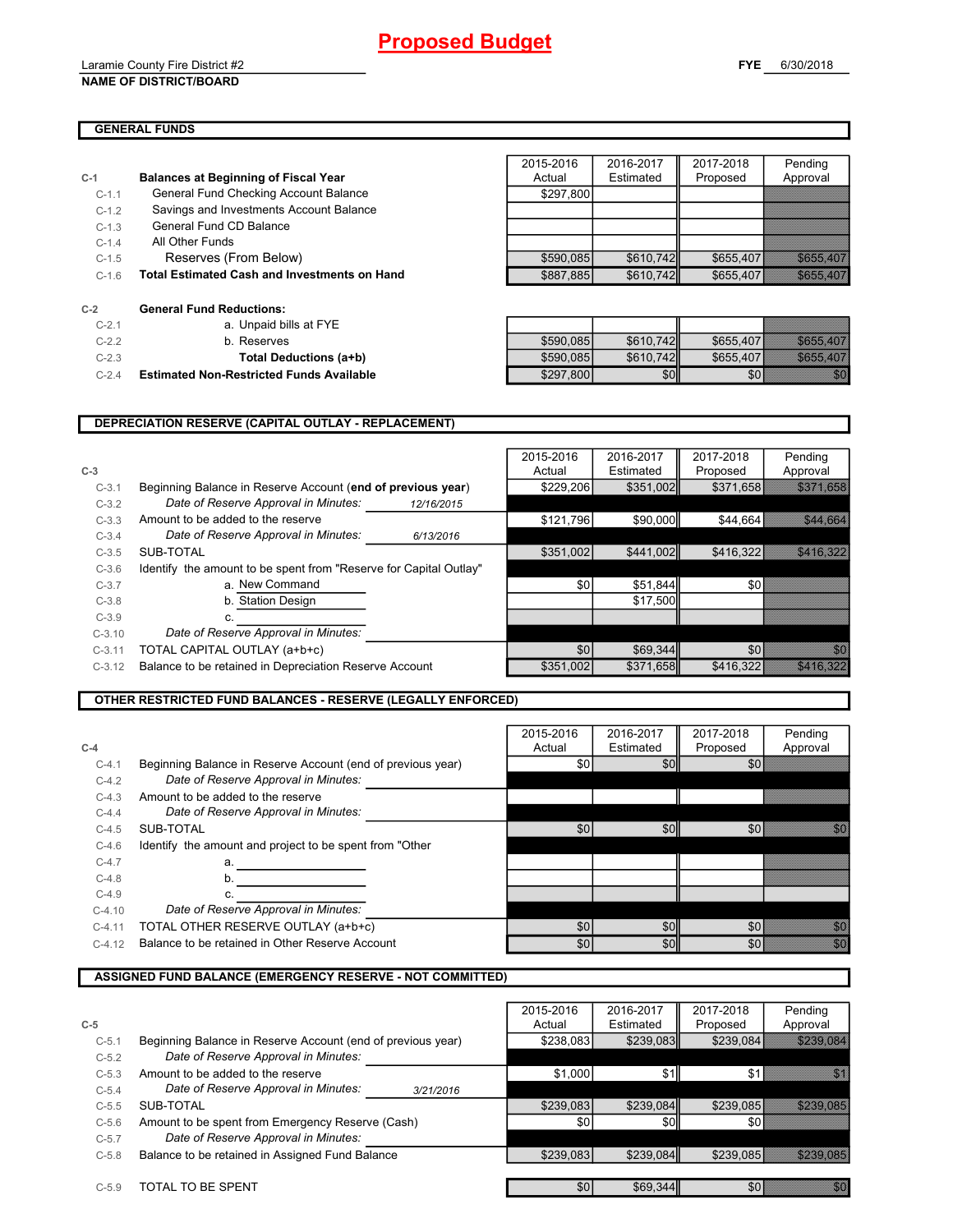# Proposed Budget

Laramie County Fire District #2
**NAME OF DISTRICT/BOARD**

**FYE** 6/30/2018

## GENERAL FUNDS

| | | 2015-2016 Actual | 2016-2017 Estimated | 2017-2018 Proposed | Pending Approval |
|---|---|---|---|---|---|
| **C-1** | **Balances at Beginning of Fiscal Year** | | | | |
| C-1.1 | General Fund Checking Account Balance | $297,800 | | | |
| C-1.2 | Savings and Investments Account Balance | | | | |
| C-1.3 | General Fund CD Balance | | | | |
| C-1.4 | All Other Funds | | | | |
| C-1.5 | Reserves (From Below) | $590,085 | $610,742 | $655,407 | $655,407 |
| C-1.6 | **Total Estimated Cash and Investments on Hand** | $887,885 | $610,742 | $655,407 | $655,407 |
| **C-2** | **General Fund Reductions:** | | | | |
| C-2.1 | a. Unpaid bills at FYE | | | | |
| C-2.2 | b. Reserves | $590,085 | $610,742 | $655,407 | $655,407 |
| C-2.3 | **Total Deductions (a+b)** | $590,085 | $610,742 | $655,407 | $655,407 |
| C-2.4 | **Estimated Non-Restricted Funds Available** | $297,800 | $0 | $0 | $0 |

## DEPRECIATION RESERVE (CAPITAL OUTLAY - REPLACEMENT)

| C-3 | | 2015-2016 Actual | 2016-2017 Estimated | 2017-2018 Proposed | Pending Approval |
|---|---|---|---|---|---|
| C-3.1 | Beginning Balance in Reserve Account (**end of previous year**) | $229,206 | $351,002 | $371,658 | $371,658 |
| C-3.2 | *Date of Reserve Approval in Minutes:* 12/16/2015 | | | | |
| C-3.3 | Amount to be added to the reserve | $121,796 | $90,000 | $44,664 | $44,664 |
| C-3.4 | *Date of Reserve Approval in Minutes:* 6/13/2016 | | | | |
| C-3.5 | SUB-TOTAL | $351,002 | $441,002 | $416,322 | $416,322 |
| C-3.6 | Identify the amount to be spent from "Reserve for Capital Outlay" | | | | |
| C-3.7 | a. New Command | $0 | $51,844 | $0 | |
| C-3.8 | b. Station Design | | $17,500 | | |
| C-3.9 | c. | | | | |
| C-3.10 | *Date of Reserve Approval in Minutes:* | | | | |
| C-3.11 | TOTAL CAPITAL OUTLAY (a+b+c) | $0 | $69,344 | $0 | $0 |
| C-3.12 | Balance to be retained in Depreciation Reserve Account | $351,002 | $371,658 | $416,322 | $416,322 |

## OTHER RESTRICTED FUND BALANCES - RESERVE (LEGALLY ENFORCED)

| C-4 | | 2015-2016 Actual | 2016-2017 Estimated | 2017-2018 Proposed | Pending Approval |
|---|---|---|---|---|---|
| C-4.1 | Beginning Balance in Reserve Account (end of previous year) | $0 | $0 | $0 | |
| C-4.2 | *Date of Reserve Approval in Minutes:* | | | | |
| C-4.3 | Amount to be added to the reserve | | | | |
| C-4.4 | *Date of Reserve Approval in Minutes:* | | | | |
| C-4.5 | SUB-TOTAL | $0 | $0 | $0 | $0 |
| C-4.6 | Identify the amount and project to be spent from "Other | | | | |
| C-4.7 | a. | | | | |
| C-4.8 | b. | | | | |
| C-4.9 | c. | | | | |
| C-4.10 | *Date of Reserve Approval in Minutes:* | | | | |
| C-4.11 | TOTAL OTHER RESERVE OUTLAY (a+b+c) | $0 | $0 | $0 | $0 |
| C-4.12 | Balance to be retained in Other Reserve Account | $0 | $0 | $0 | $0 |

## ASSIGNED FUND BALANCE (EMERGENCY RESERVE - NOT COMMITTED)

| C-5 | | 2015-2016 Actual | 2016-2017 Estimated | 2017-2018 Proposed | Pending Approval |
|---|---|---|---|---|---|
| C-5.1 | Beginning Balance in Reserve Account (end of previous year) | $238,083 | $239,083 | $239,084 | $239,084 |
| C-5.2 | *Date of Reserve Approval in Minutes:* | | | | |
| C-5.3 | Amount to be added to the reserve | $1,000 | $1 | $1 | $1 |
| C-5.4 | *Date of Reserve Approval in Minutes:* 3/21/2016 | | | | |
| C-5.5 | SUB-TOTAL | $239,083 | $239,084 | $239,085 | $239,085 |
| C-5.6 | Amount to be spent from Emergency Reserve (Cash) | $0 | $0 | $0 | |
| C-5.7 | *Date of Reserve Approval in Minutes:* | | | | |
| C-5.8 | Balance to be retained in Assigned Fund Balance | $239,083 | $239,084 | $239,085 | $239,085 |
| C-5.9 | TOTAL TO BE SPENT | $0 | $69,344 | $0 | $0 |